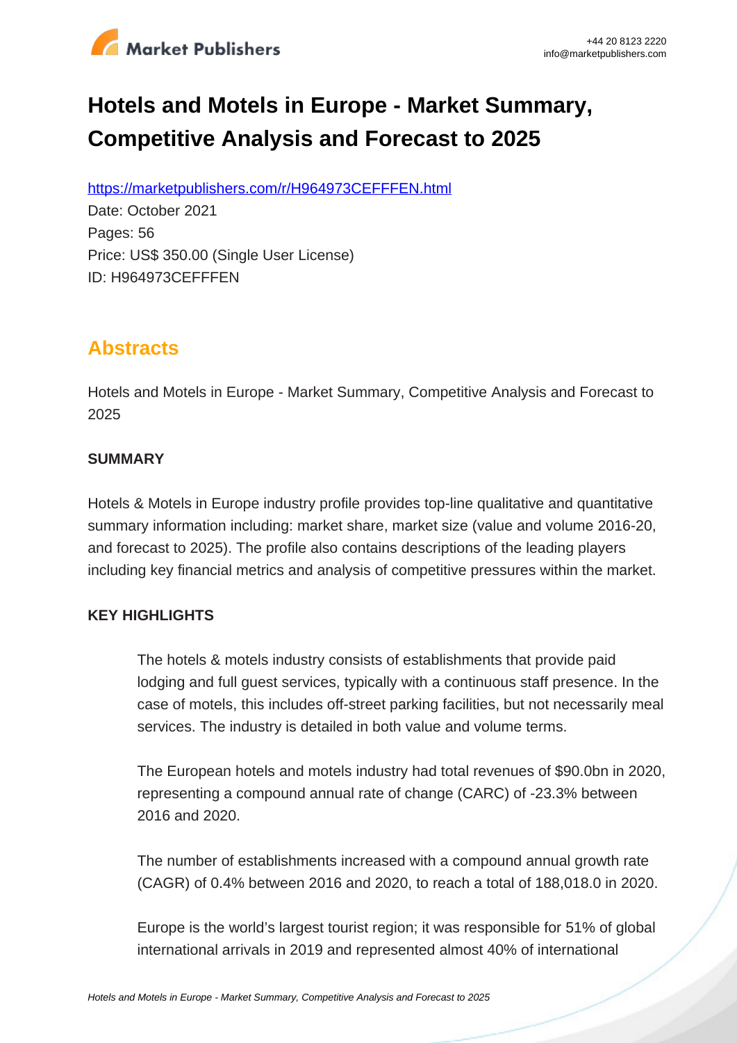# Hotels and Motels in Europe - Market Summary, Competitive Analysis and Forecast to 2025

https://marketpublishers.com/r/H964973CEFFFEN.html

Date: October 2021

Pages: 56

Price: US$ 350.00 (Single User License)

ID: H964973CEFFFEN

## Abstracts

Hotels and Motels in Europe - Market Summary, Competitive Analysis and Forecast to 2025

### SUMMARY

Hotels & Motels in Europe industry profile provides top-line qualitative and quantitative summary information including: market share, market size (value and volume 2016-20, and forecast to 2025). The profile also contains descriptions of the leading players including key financial metrics and analysis of competitive pressures within the market.

### KEY HIGHLIGHTS

The hotels & motels industry consists of establishments that provide paid lodging and full guest services, typically with a continuous staff presence. In the case of motels, this includes off-street parking facilities, but not necessarily meal services. The industry is detailed in both value and volume terms.

The European hotels and motels industry had total revenues of $90.0bn in 2020, representing a compound annual rate of change (CARC) of -23.3% between 2016 and 2020.

The number of establishments increased with a compound annual growth rate (CAGR) of 0.4% between 2016 and 2020, to reach a total of 188,018.0 in 2020.

Europe is the world's largest tourist region; it was responsible for 51% of global international arrivals in 2019 and represented almost 40% of international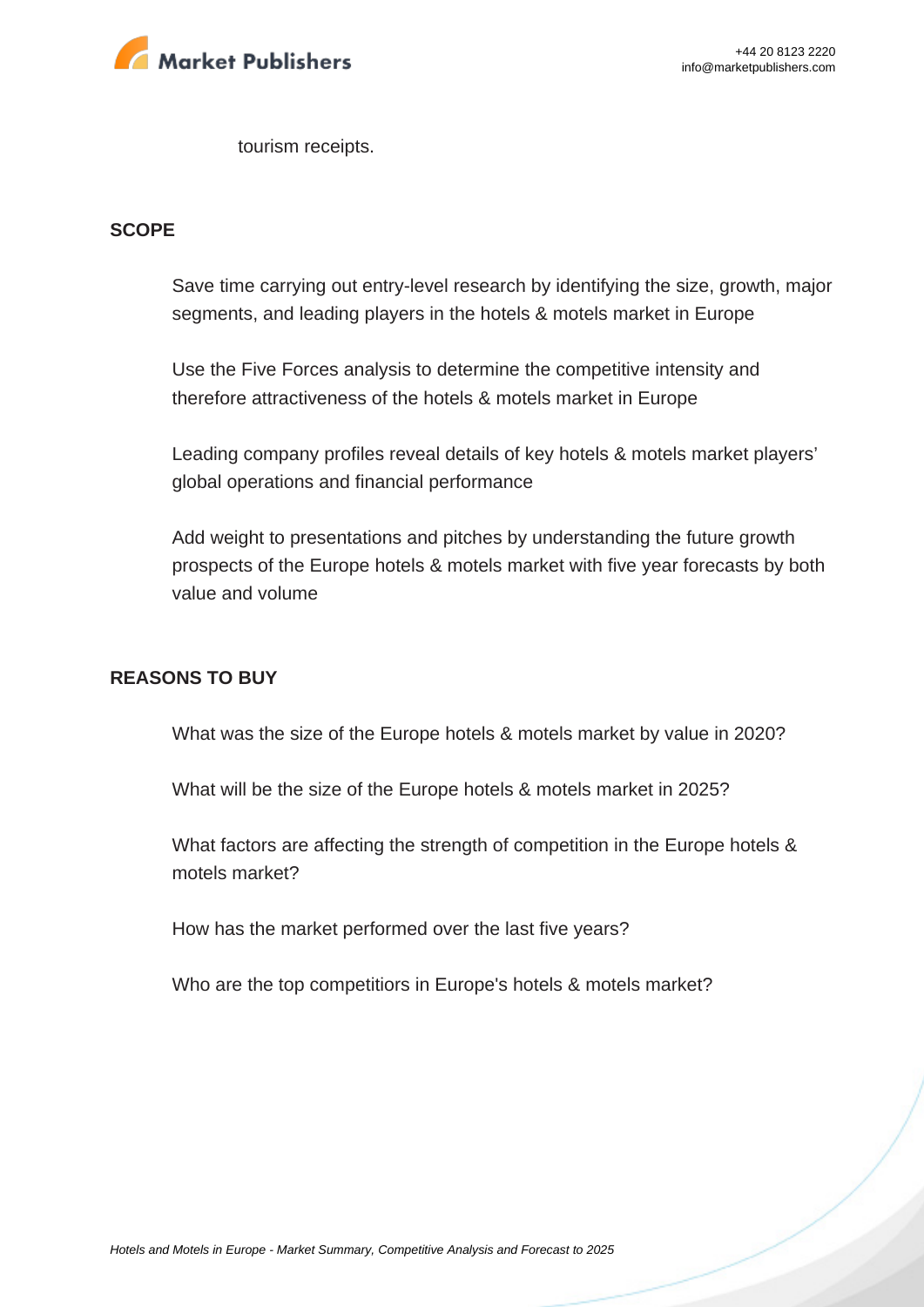tourism receipts.

## SCOPE

- Save time carrying out entry-level research by identifying the size, growth, major segments, and leading players in the hotels & motels market in Europe
- Use the Five Forces analysis to determine the competitive intensity and therefore attractiveness of the hotels & motels market in Europe
- Leading company profiles reveal details of key hotels & motels market players' global operations and financial performance
- Add weight to presentations and pitches by understanding the future growth prospects of the Europe hotels & motels market with five year forecasts by both value and volume

## REASONS TO BUY

- What was the size of the Europe hotels & motels market by value in 2020?
- What will be the size of the Europe hotels & motels market in 2025?
- What factors are affecting the strength of competition in the Europe hotels & motels market?
- How has the market performed over the last five years?
- Who are the top competitiors in Europe's hotels & motels market?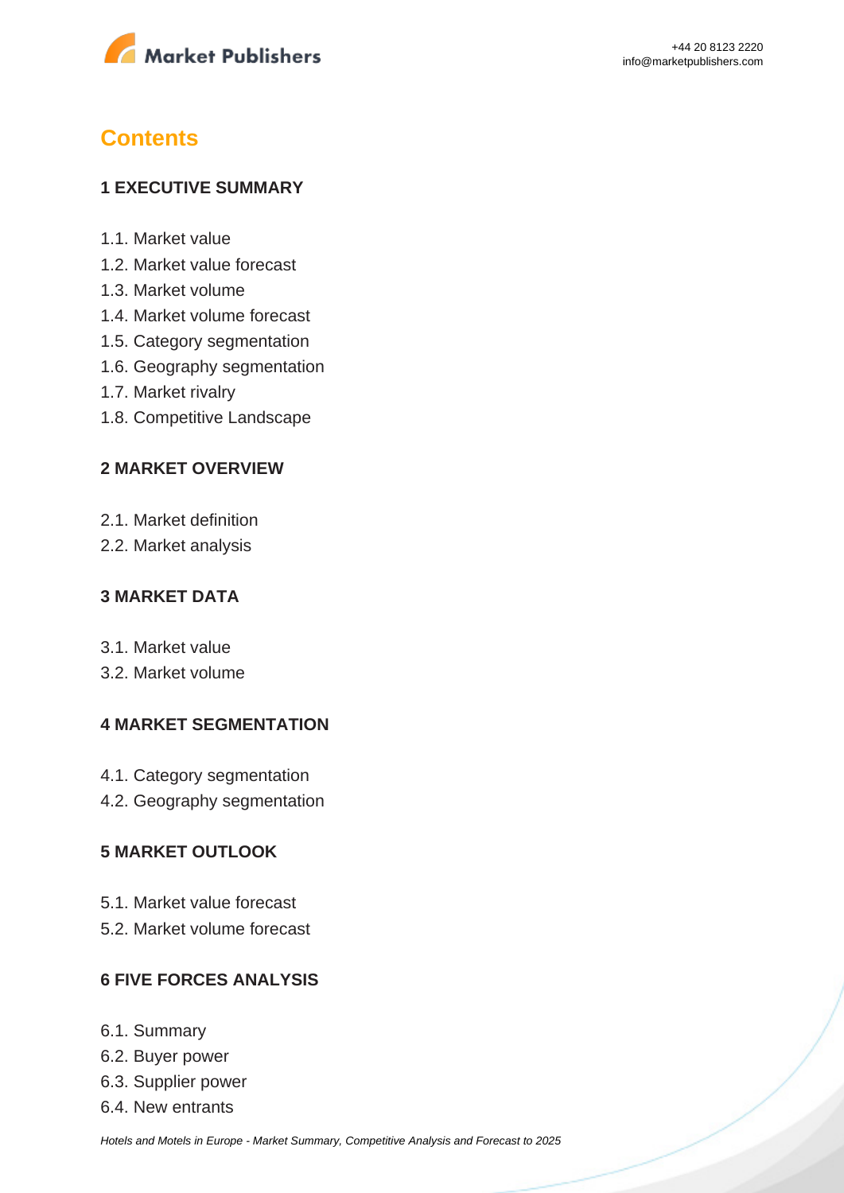## Contents

### 1 EXECUTIVE SUMMARY

1.1. Market value
1.2. Market value forecast
1.3. Market volume
1.4. Market volume forecast
1.5. Category segmentation
1.6. Geography segmentation
1.7. Market rivalry
1.8. Competitive Landscape

### 2 MARKET OVERVIEW

2.1. Market definition
2.2. Market analysis

### 3 MARKET DATA

3.1. Market value
3.2. Market volume

### 4 MARKET SEGMENTATION

4.1. Category segmentation
4.2. Geography segmentation

### 5 MARKET OUTLOOK

5.1. Market value forecast
5.2. Market volume forecast

### 6 FIVE FORCES ANALYSIS

6.1. Summary
6.2. Buyer power
6.3. Supplier power
6.4. New entrants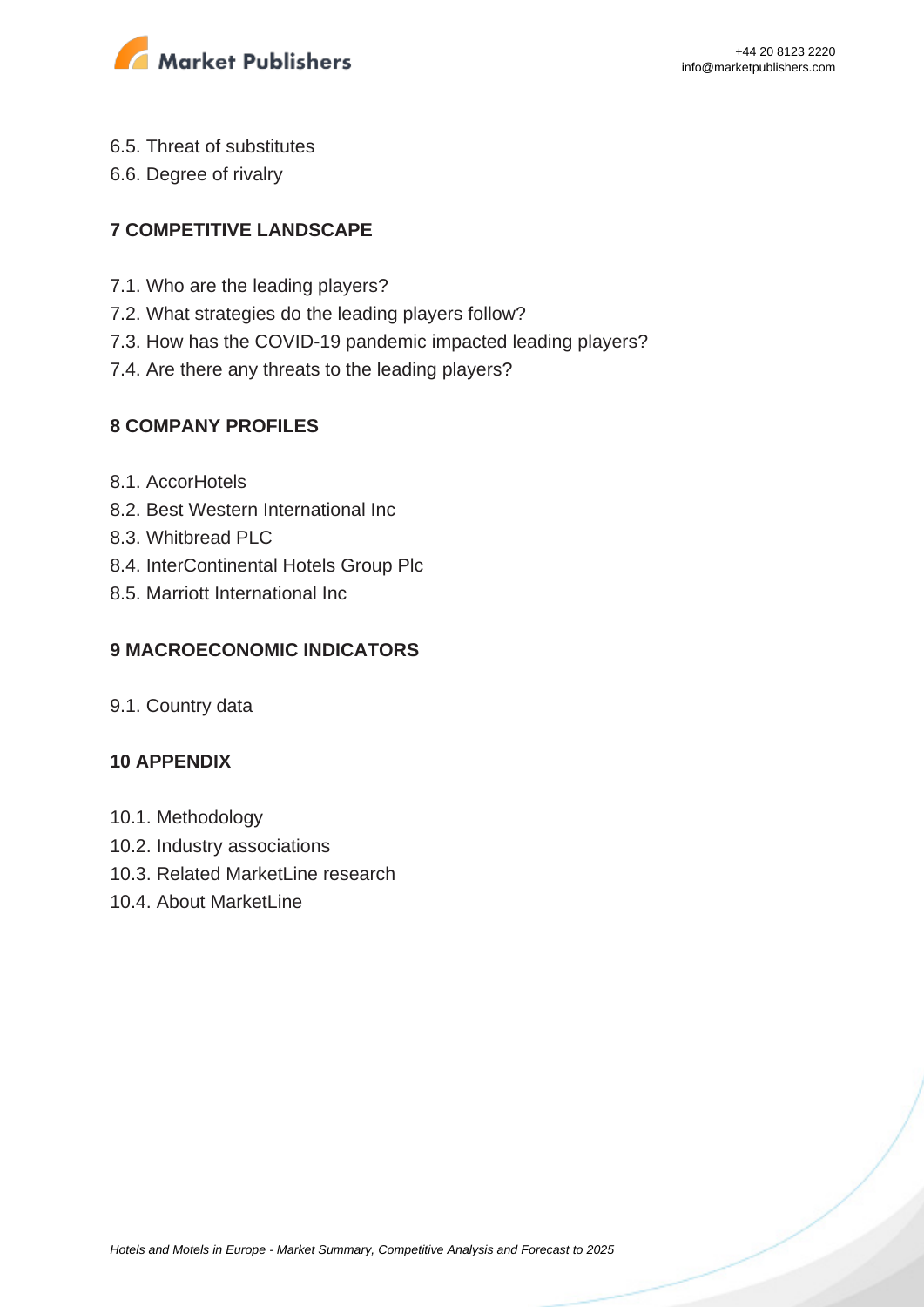6.5. Threat of substitutes
6.6. Degree of rivalry

## 7 COMPETITIVE LANDSCAPE

7.1. Who are the leading players?
7.2. What strategies do the leading players follow?
7.3. How has the COVID-19 pandemic impacted leading players?
7.4. Are there any threats to the leading players?

## 8 COMPANY PROFILES

8.1. AccorHotels
8.2. Best Western International Inc
8.3. Whitbread PLC
8.4. InterContinental Hotels Group Plc
8.5. Marriott International Inc

## 9 MACROECONOMIC INDICATORS

9.1. Country data

## 10 APPENDIX

10.1. Methodology
10.2. Industry associations
10.3. Related MarketLine research
10.4. About MarketLine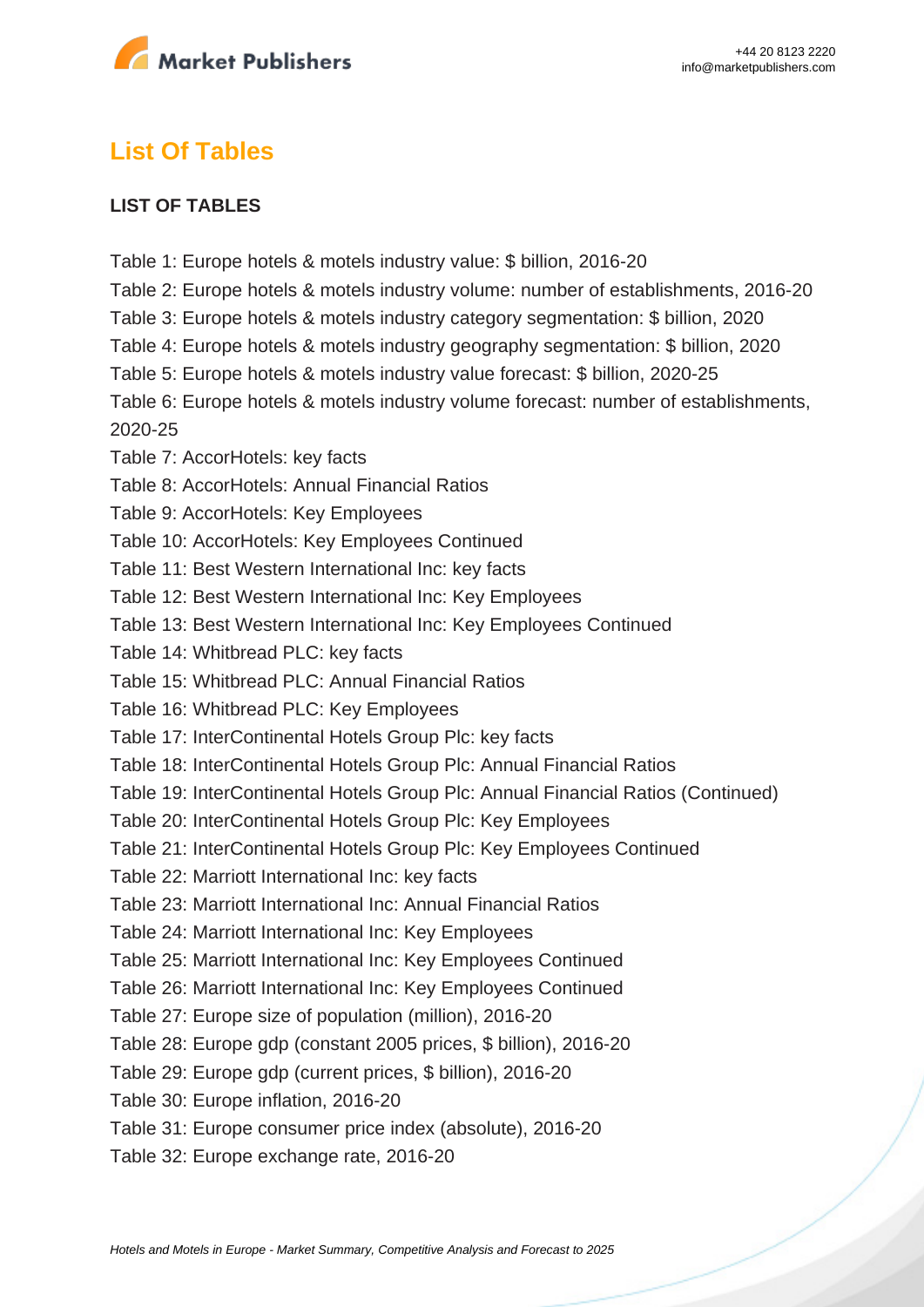## List Of Tables

**LIST OF TABLES**

Table 1: Europe hotels & motels industry value: $ billion, 2016-20
Table 2: Europe hotels & motels industry volume: number of establishments, 2016-20
Table 3: Europe hotels & motels industry category segmentation: $ billion, 2020
Table 4: Europe hotels & motels industry geography segmentation: $ billion, 2020
Table 5: Europe hotels & motels industry value forecast: $ billion, 2020-25
Table 6: Europe hotels & motels industry volume forecast: number of establishments, 2020-25
Table 7: AccorHotels: key facts
Table 8: AccorHotels: Annual Financial Ratios
Table 9: AccorHotels: Key Employees
Table 10: AccorHotels: Key Employees Continued
Table 11: Best Western International Inc: key facts
Table 12: Best Western International Inc: Key Employees
Table 13: Best Western International Inc: Key Employees Continued
Table 14: Whitbread PLC: key facts
Table 15: Whitbread PLC: Annual Financial Ratios
Table 16: Whitbread PLC: Key Employees
Table 17: InterContinental Hotels Group Plc: key facts
Table 18: InterContinental Hotels Group Plc: Annual Financial Ratios
Table 19: InterContinental Hotels Group Plc: Annual Financial Ratios (Continued)
Table 20: InterContinental Hotels Group Plc: Key Employees
Table 21: InterContinental Hotels Group Plc: Key Employees Continued
Table 22: Marriott International Inc: key facts
Table 23: Marriott International Inc: Annual Financial Ratios
Table 24: Marriott International Inc: Key Employees
Table 25: Marriott International Inc: Key Employees Continued
Table 26: Marriott International Inc: Key Employees Continued
Table 27: Europe size of population (million), 2016-20
Table 28: Europe gdp (constant 2005 prices, $ billion), 2016-20
Table 29: Europe gdp (current prices, $ billion), 2016-20
Table 30: Europe inflation, 2016-20
Table 31: Europe consumer price index (absolute), 2016-20
Table 32: Europe exchange rate, 2016-20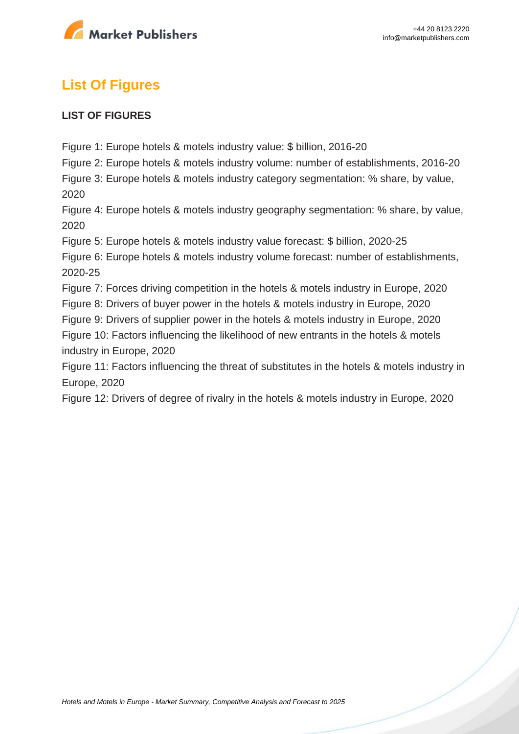## List Of Figures

**LIST OF FIGURES**

Figure 1: Europe hotels & motels industry value: $ billion, 2016-20
Figure 2: Europe hotels & motels industry volume: number of establishments, 2016-20
Figure 3: Europe hotels & motels industry category segmentation: % share, by value, 2020
Figure 4: Europe hotels & motels industry geography segmentation: % share, by value, 2020
Figure 5: Europe hotels & motels industry value forecast: $ billion, 2020-25
Figure 6: Europe hotels & motels industry volume forecast: number of establishments, 2020-25
Figure 7: Forces driving competition in the hotels & motels industry in Europe, 2020
Figure 8: Drivers of buyer power in the hotels & motels industry in Europe, 2020
Figure 9: Drivers of supplier power in the hotels & motels industry in Europe, 2020
Figure 10: Factors influencing the likelihood of new entrants in the hotels & motels industry in Europe, 2020
Figure 11: Factors influencing the threat of substitutes in the hotels & motels industry in Europe, 2020
Figure 12: Drivers of degree of rivalry in the hotels & motels industry in Europe, 2020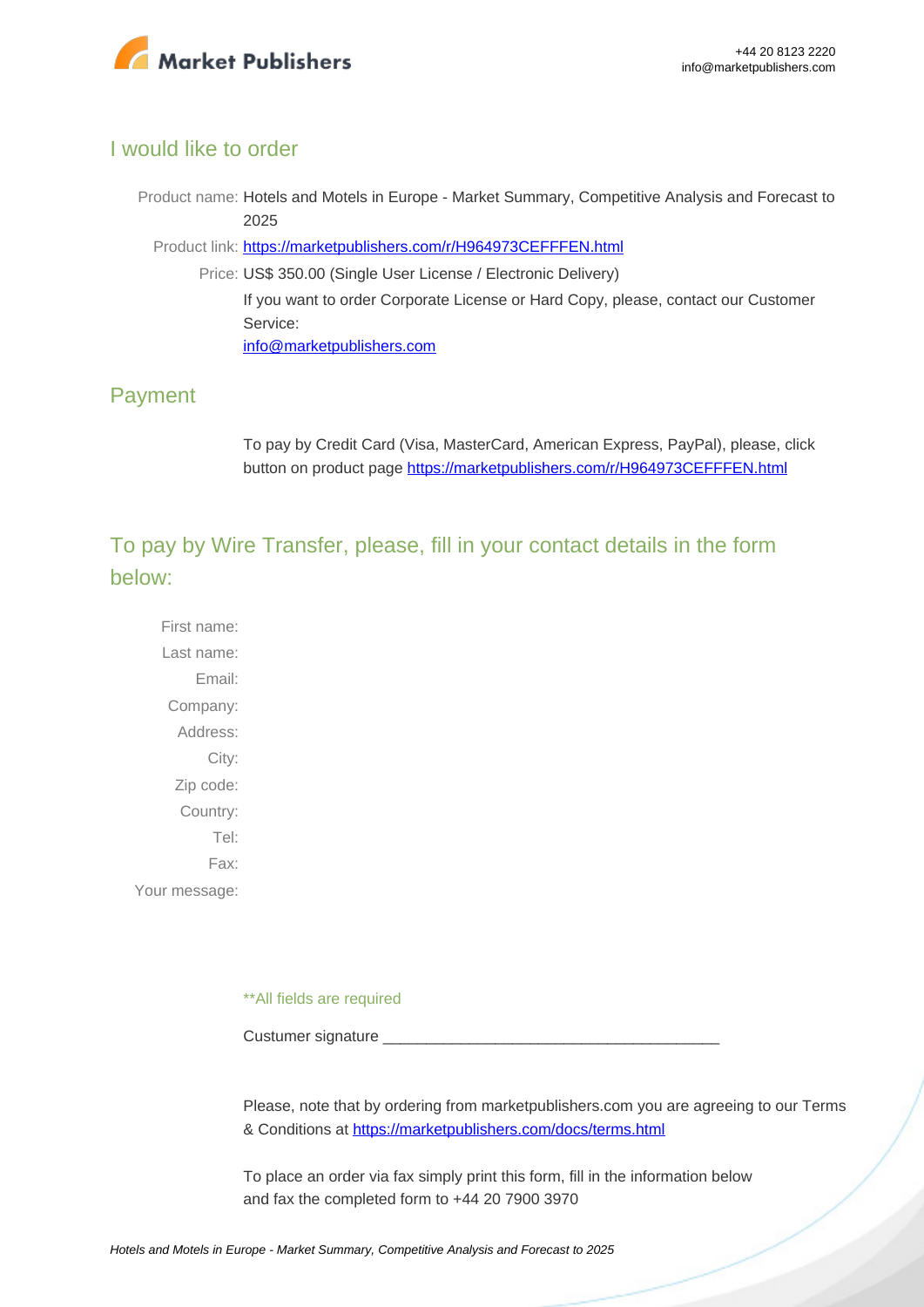## I would like to order

Product name: Hotels and Motels in Europe - Market Summary, Competitive Analysis and Forecast to 2025

Product link: https://marketpublishers.com/r/H964973CEFFFEN.html

Price: US$ 350.00 (Single User License / Electronic Delivery)

If you want to order Corporate License or Hard Copy, please, contact our Customer Service:

info@marketpublishers.com

## Payment

To pay by Credit Card (Visa, MasterCard, American Express, PayPal), please, click button on product page https://marketpublishers.com/r/H964973CEFFFEN.html

## To pay by Wire Transfer, please, fill in your contact details in the form below:

First name:

Last name:

Email:

Company:

Address:

City:

Zip code:

Country:

Tel:

Fax:

Your message:

**All fields are required

Custumer signature _______________________________________

Please, note that by ordering from marketpublishers.com you are agreeing to our Terms & Conditions at https://marketpublishers.com/docs/terms.html

To place an order via fax simply print this form, fill in the information below and fax the completed form to +44 20 7900 3970